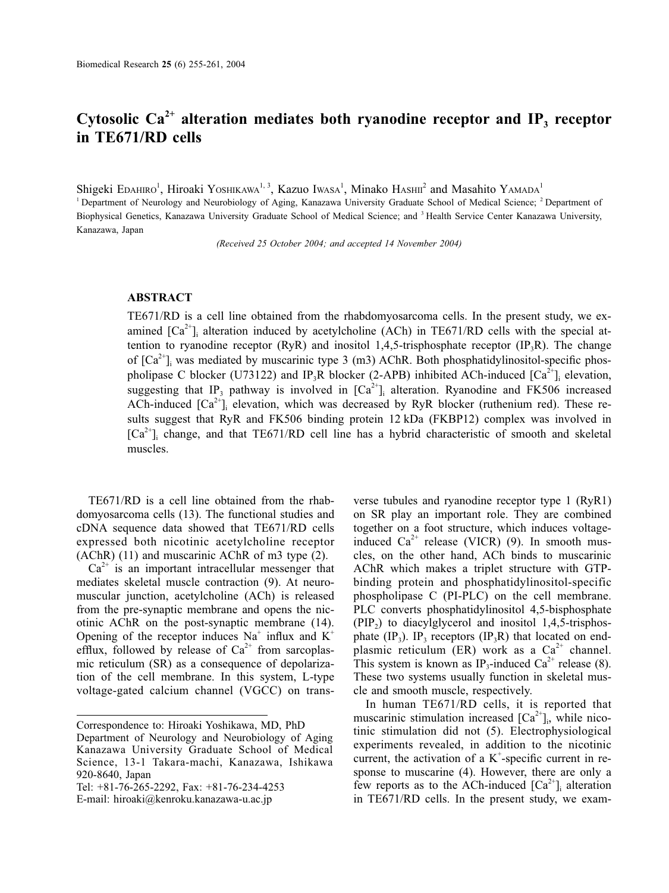# Cytosolic $Ca^{2+}$ alteration mediates both ryanodine receptor and $IP_3$ receptor in TE671/RD cells

Shigeki Edahiro[1], Hiroaki Yoshikawa[1,3], Kazuo Iwasa[1], Minako Hashii[2] and Masahito Yamada[1]

[1] Department of Neurology and Neurobiology of Aging, Kanazawa University Graduate School of Medical Science; [2] Department of Biophysical Genetics, Kanazawa University Graduate School of Medical Science; and [3] Health Service Center Kanazawa University, Kanazawa, Japan

*(Received 25 October 2004; and accepted 14 November 2004)*

## ABSTRACT

TE671/RD is a cell line obtained from the rhabdomyosarcoma cells. In the present study, we examined $[Ca^{2+}]_i$ alteration induced by acetylcholine (ACh) in TE671/RD cells with the special attention to ryanodine receptor (RyR) and inositol 1,4,5-trisphosphate receptor ($IP_3R$). The change of $[Ca^{2+}]_i$ was mediated by muscarinic type 3 (m3) AChR. Both phosphatidylinositol-specific phospholipase C blocker (U73122) and $IP_3R$ blocker (2-APB) inhibited ACh-induced $[Ca^{2+}]_i$ elevation, suggesting that $IP_3$ pathway is involved in $[Ca^{2+}]_i$ alteration. Ryanodine and FK506 increased ACh-induced $[Ca^{2+}]_i$ elevation, which was decreased by RyR blocker (ruthenium red). These results suggest that RyR and FK506 binding protein 12 kDa (FKBP12) complex was involved in $[Ca^{2+}]_i$ change, and that TE671/RD cell line has a hybrid characteristic of smooth and skeletal muscles.

TE671/RD is a cell line obtained from the rhabdomyosarcoma cells (13). The functional studies and cDNA sequence data showed that TE671/RD cells expressed both nicotinic acetylcholine receptor (AChR) (11) and muscarinic AChR of m3 type (2).

$Ca^{2+}$ is an important intracellular messenger that mediates skeletal muscle contraction (9). At neuromuscular junction, acetylcholine (ACh) is released from the pre-synaptic membrane and opens the nicotinic AChR on the post-synaptic membrane (14). Opening of the receptor induces $Na^+$ influx and $K^+$ efflux, followed by release of $Ca^{2+}$ from sarcoplasmic reticulum (SR) as a consequence of depolarization of the cell membrane. In this system, L-type voltage-gated calcium channel (VGCC) on transverse tubules and ryanodine receptor type 1 (RyR1) on SR play an important role. They are combined together on a foot structure, which induces voltage-induced $Ca^{2+}$ release (VICR) (9). In smooth muscles, on the other hand, ACh binds to muscarinic AChR which makes a triplet structure with GTP-binding protein and phosphatidylinositol-specific phospholipase C (PI-PLC) on the cell membrane. PLC converts phosphatidylinositol 4,5-bisphosphate ($PIP_2$) to diacylglycerol and inositol 1,4,5-trisphosphate ($IP_3$). $IP_3$ receptors ($IP_3R$) that located on endplasmic reticulum (ER) work as a $Ca^{2+}$ channel. This system is known as $IP_3$-induced $Ca^{2+}$ release (8). These two systems usually function in skeletal muscle and smooth muscle, respectively.

In human TE671/RD cells, it is reported that muscarinic stimulation increased $[Ca^{2+}]_i$, while nicotinic stimulation did not (5). Electrophysiological experiments revealed, in addition to the nicotinic current, the activation of a $K^+$-specific current in response to muscarine (4). However, there are only a few reports as to the ACh-induced $[Ca^{2+}]_i$ alteration in TE671/RD cells. In the present study, we exam-

Correspondence to: Hiroaki Yoshikawa, MD, PhD
Department of Neurology and Neurobiology of Aging Kanazawa University Graduate School of Medical Science, 13-1 Takara-machi, Kanazawa, Ishikawa 920-8640, Japan
Tel: +81-76-265-2292, Fax: +81-76-234-4253
E-mail: hiroaki@kenroku.kanazawa-u.ac.jp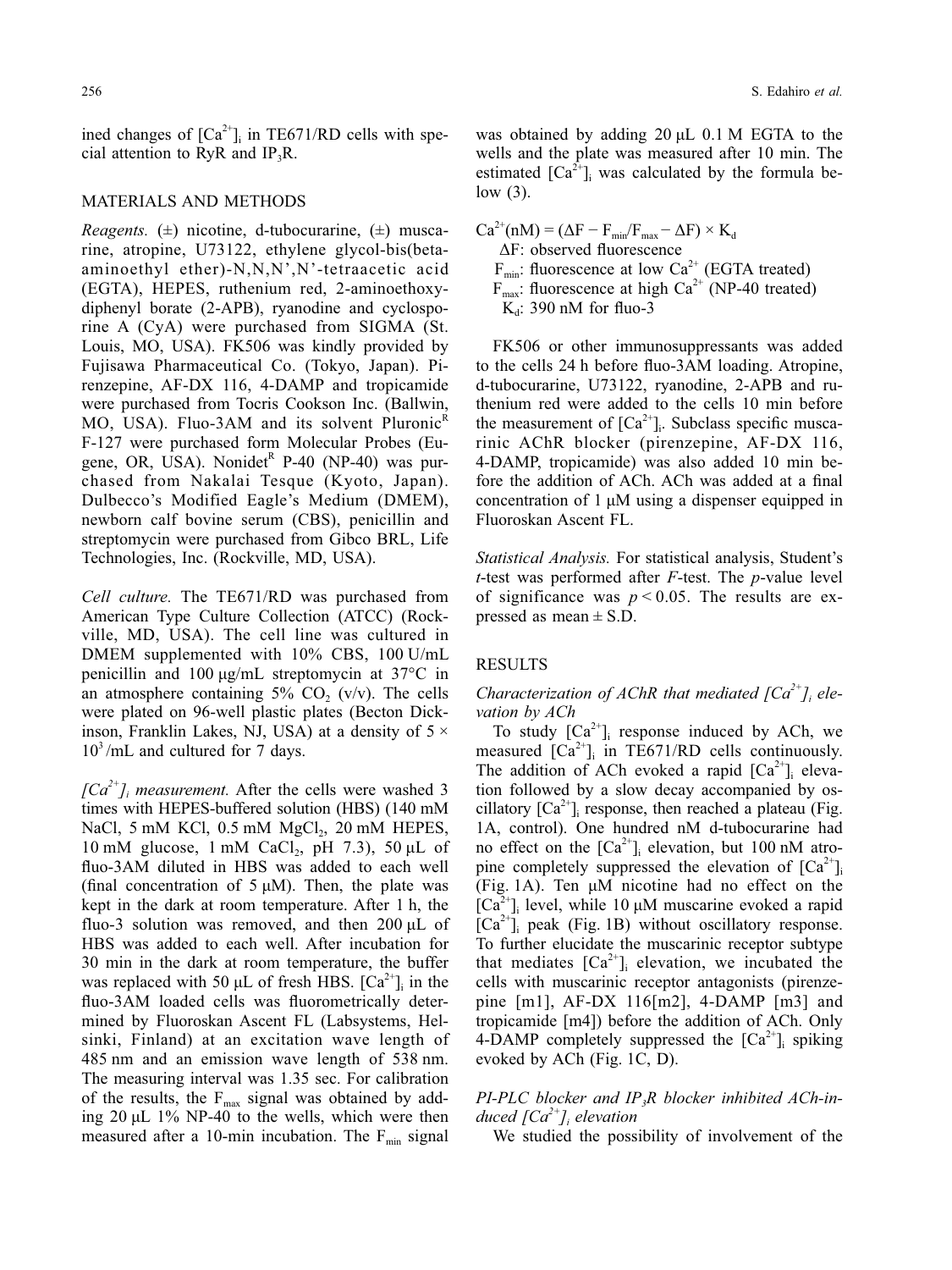ined changes of $[Ca^{2+}]_i$ in TE671/RD cells with special attention to RyR and $IP_3R$.

## MATERIALS AND METHODS

*Reagents.* (±) nicotine, d-tubocurarine, (±) muscarine, atropine, U73122, ethylene glycol-bis(beta-aminoethyl ether)-N,N,N',N'-tetraacetic acid (EGTA), HEPES, ruthenium red, 2-aminoethoxydiphenyl borate (2-APB), ryanodine and cyclosporine A (CyA) were purchased from SIGMA (St. Louis, MO, USA). FK506 was kindly provided by Fujisawa Pharmaceutical Co. (Tokyo, Japan). Pirenzepine, AF-DX 116, 4-DAMP and tropicamide were purchased from Tocris Cookson Inc. (Ballwin, MO, USA). Fluo-3AM and its solvent Pluronic[R] F-127 were purchased form Molecular Probes (Eugene, OR, USA). Nonidet[R] P-40 (NP-40) was purchased from Nakalai Tesque (Kyoto, Japan). Dulbecco's Modified Eagle's Medium (DMEM), newborn calf bovine serum (CBS), penicillin and streptomycin were purchased from Gibco BRL, Life Technologies, Inc. (Rockville, MD, USA).

*Cell culture.* The TE671/RD was purchased from American Type Culture Collection (ATCC) (Rockville, MD, USA). The cell line was cultured in DMEM supplemented with 10% CBS, 100 U/mL penicillin and 100 μg/mL streptomycin at 37°C in an atmosphere containing 5% $CO_2$ (v/v). The cells were plated on 96-well plastic plates (Becton Dickinson, Franklin Lakes, NJ, USA) at a density of $5 \times 10^3$/mL and cultured for 7 days.

*$[Ca^{2+}]_i$ measurement.* After the cells were washed 3 times with HEPES-buffered solution (HBS) (140 mM NaCl, 5 mM KCl, 0.5 mM $MgCl_2$, 20 mM HEPES, 10 mM glucose, 1 mM $CaCl_2$, pH 7.3), 50 μL of fluo-3AM diluted in HBS was added to each well (final concentration of 5 μM). Then, the plate was kept in the dark at room temperature. After 1 h, the fluo-3 solution was removed, and then 200 μL of HBS was added to each well. After incubation for 30 min in the dark at room temperature, the buffer was replaced with 50 μL of fresh HBS. $[Ca^{2+}]_i$ in the fluo-3AM loaded cells was fluorometrically determined by Fluoroskan Ascent FL (Labsystems, Helsinki, Finland) at an excitation wave length of 485 nm and an emission wave length of 538 nm. The measuring interval was 1.35 sec. For calibration of the results, the $F_{max}$ signal was obtained by adding 20 μL 1% NP-40 to the wells, which were then measured after a 10-min incubation. The $F_{min}$ signal was obtained by adding 20 μL 0.1 M EGTA to the wells and the plate was measured after 10 min. The estimated $[Ca^{2+}]_i$ was calculated by the formula below (3).

$$Ca^{2+}(nM) = (\Delta F - F_{min}/F_{max} - \Delta F) \times K_d$$

ΔF: observed fluorescence
$F_{min}$: fluorescence at low $Ca^{2+}$ (EGTA treated)
$F_{max}$: fluorescence at high $Ca^{2+}$ (NP-40 treated)
$K_d$: 390 nM for fluo-3

FK506 or other immunosuppressants was added to the cells 24 h before fluo-3AM loading. Atropine, d-tubocurarine, U73122, ryanodine, 2-APB and ruthenium red were added to the cells 10 min before the measurement of $[Ca^{2+}]_i$. Subclass specific muscarinic AChR blocker (pirenzepine, AF-DX 116, 4-DAMP, tropicamide) was also added 10 min before the addition of ACh. ACh was added at a final concentration of 1 μM using a dispenser equipped in Fluoroskan Ascent FL.

*Statistical Analysis.* For statistical analysis, Student's *t*-test was performed after *F*-test. The *p*-value level of significance was $p < 0.05$. The results are expressed as mean ± S.D.

## RESULTS

### *Characterization of AChR that mediated $[Ca^{2+}]_i$ elevation by ACh*

To study $[Ca^{2+}]_i$ response induced by ACh, we measured $[Ca^{2+}]_i$ in TE671/RD cells continuously. The addition of ACh evoked a rapid $[Ca^{2+}]_i$ elevation followed by a slow decay accompanied by oscillatory $[Ca^{2+}]_i$ response, then reached a plateau (Fig. 1A, control). One hundred nM d-tubocurarine had no effect on the $[Ca^{2+}]_i$ elevation, but 100 nM atropine completely suppressed the elevation of $[Ca^{2+}]_i$ (Fig. 1A). Ten μM nicotine had no effect on the $[Ca^{2+}]_i$ level, while 10 μM muscarine evoked a rapid $[Ca^{2+}]_i$ peak (Fig. 1B) without oscillatory response. To further elucidate the muscarinic receptor subtype that mediates $[Ca^{2+}]_i$ elevation, we incubated the cells with muscarinic receptor antagonists (pirenzepine [m1], AF-DX 116[m2], 4-DAMP [m3] and tropicamide [m4]) before the addition of ACh. Only 4-DAMP completely suppressed the $[Ca^{2+}]_i$ spiking evoked by ACh (Fig. 1C, D).

### *PI-PLC blocker and $IP_3R$ blocker inhibited ACh-induced $[Ca^{2+}]_i$ elevation*

We studied the possibility of involvement of the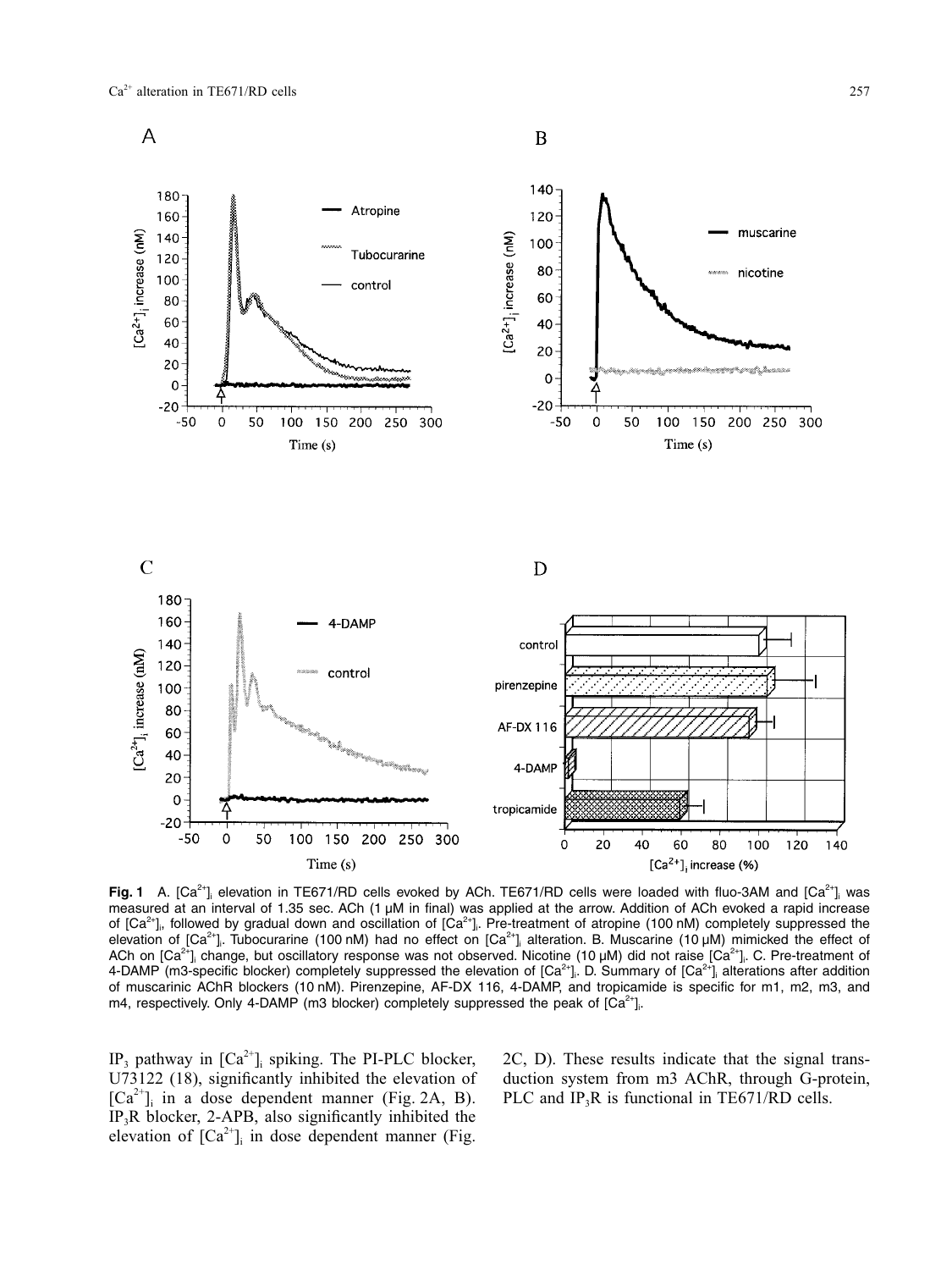**Fig. 1** A. $[Ca^{2+}]_i$ elevation in TE671/RD cells evoked by ACh. TE671/RD cells were loaded with fluo-3AM and $[Ca^{2+}]_i$ was measured at an interval of 1.35 sec. ACh (1 μM in final) was applied at the arrow. Addition of ACh evoked a rapid increase of $[Ca^{2+}]_i$, followed by gradual down and oscillation of $[Ca^{2+}]_i$. Pre-treatment of atropine (100 nM) completely suppressed the elevation of $[Ca^{2+}]_i$. Tubocurarine (100 nM) had no effect on $[Ca^{2+}]_i$ alteration. B. Muscarine (10 μM) mimicked the effect of ACh on $[Ca^{2+}]_i$ change, but oscillatory response was not observed. Nicotine (10 μM) did not raise $[Ca^{2+}]_i$. C. Pre-treatment of 4-DAMP (m3-specific blocker) completely suppressed the elevation of $[Ca^{2+}]_i$. D. Summary of $[Ca^{2+}]_i$ alterations after addition of muscarinic AChR blockers (10 nM). Pirenzepine, AF-DX 116, 4-DAMP, and tropicamide is specific for m1, m2, m3, and m4, respectively. Only 4-DAMP (m3 blocker) completely suppressed the peak of $[Ca^{2+}]_i$.

$IP_3$ pathway in $[Ca^{2+}]_i$ spiking. The PI-PLC blocker, U73122 (18), significantly inhibited the elevation of $[Ca^{2+}]_i$ in a dose dependent manner (Fig. 2A, B). $IP_3R$ blocker, 2-APB, also significantly inhibited the elevation of $[Ca^{2+}]_i$ in dose dependent manner (Fig. 2C, D). These results indicate that the signal transduction system from m3 AChR, through G-protein, PLC and $IP_3R$ is functional in TE671/RD cells.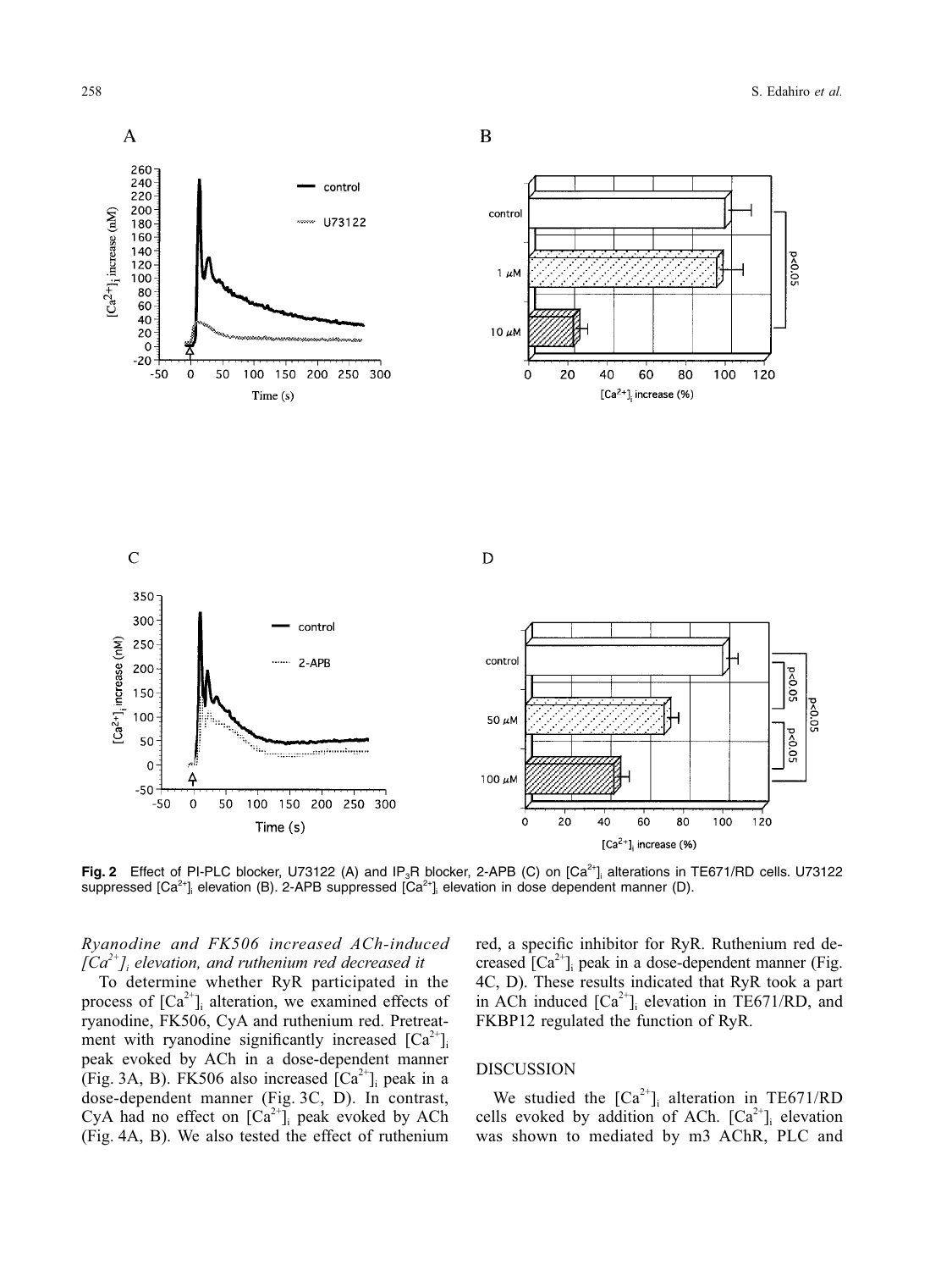**Fig. 2** Effect of PI-PLC blocker, U73122 (A) and $IP_3R$ blocker, 2-APB (C) on $[Ca^{2+}]_i$ alterations in TE671/RD cells. U73122 suppressed $[Ca^{2+}]_i$ elevation (B). 2-APB suppressed $[Ca^{2+}]_i$ elevation in dose dependent manner (D).

### *Ryanodine and FK506 increased ACh-induced $[Ca^{2+}]_i$ elevation, and ruthenium red decreased it*

To determine whether RyR participated in the process of $[Ca^{2+}]_i$ alteration, we examined effects of ryanodine, FK506, CyA and ruthenium red. Pretreatment with ryanodine significantly increased $[Ca^{2+}]_i$ peak evoked by ACh in a dose-dependent manner (Fig. 3A, B). FK506 also increased $[Ca^{2+}]_i$ peak in a dose-dependent manner (Fig. 3C, D). In contrast, CyA had no effect on $[Ca^{2+}]_i$ peak evoked by ACh (Fig. 4A, B). We also tested the effect of ruthenium red, a specific inhibitor for RyR. Ruthenium red decreased $[Ca^{2+}]_i$ peak in a dose-dependent manner (Fig. 4C, D). These results indicated that RyR took a part in ACh induced $[Ca^{2+}]_i$ elevation in TE671/RD, and FKBP12 regulated the function of RyR.

## DISCUSSION

We studied the $[Ca^{2+}]_i$ alteration in TE671/RD cells evoked by addition of ACh. $[Ca^{2+}]_i$ elevation was shown to mediated by m3 AChR, PLC and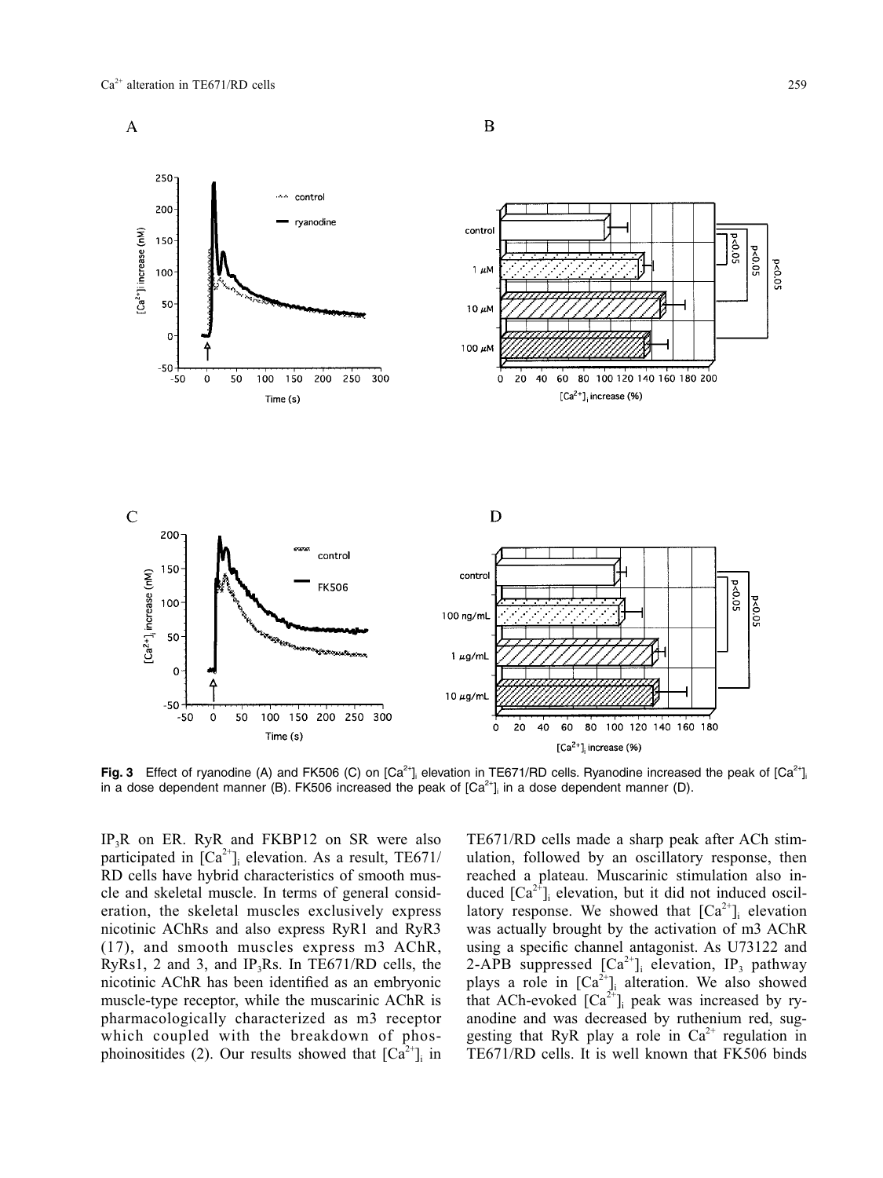**Fig. 3** Effect of ryanodine (A) and FK506 (C) on $[Ca^{2+}]_i$ elevation in TE671/RD cells. Ryanodine increased the peak of $[Ca^{2+}]_i$ in a dose dependent manner (B). FK506 increased the peak of $[Ca^{2+}]_i$ in a dose dependent manner (D).

$IP_3R$ on ER. RyR and FKBP12 on SR were also participated in $[Ca^{2+}]_i$ elevation. As a result, TE671/RD cells have hybrid characteristics of smooth muscle and skeletal muscle. In terms of general consideration, the skeletal muscles exclusively express nicotinic AChRs and also express RyR1 and RyR3 (17), and smooth muscles express m3 AChR, RyRs1, 2 and 3, and $IP_3Rs$. In TE671/RD cells, the nicotinic AChR has been identified as an embryonic muscle-type receptor, while the muscarinic AChR is pharmacologically characterized as m3 receptor which coupled with the breakdown of phosphoinositides (2). Our results showed that $[Ca^{2+}]_i$ in TE671/RD cells made a sharp peak after ACh stimulation, followed by an oscillatory response, then reached a plateau. Muscarinic stimulation also induced $[Ca^{2+}]_i$ elevation, but it did not induced oscillatory response. We showed that $[Ca^{2+}]_i$ elevation was actually brought by the activation of m3 AChR using a specific channel antagonist. As U73122 and 2-APB suppressed $[Ca^{2+}]_i$ elevation, $IP_3$ pathway plays a role in $[Ca^{2+}]_i$ alteration. We also showed that ACh-evoked $[Ca^{2+}]_i$ peak was increased by ryanodine and was decreased by ruthenium red, suggesting that RyR play a role in $Ca^{2+}$ regulation in TE671/RD cells. It is well known that FK506 binds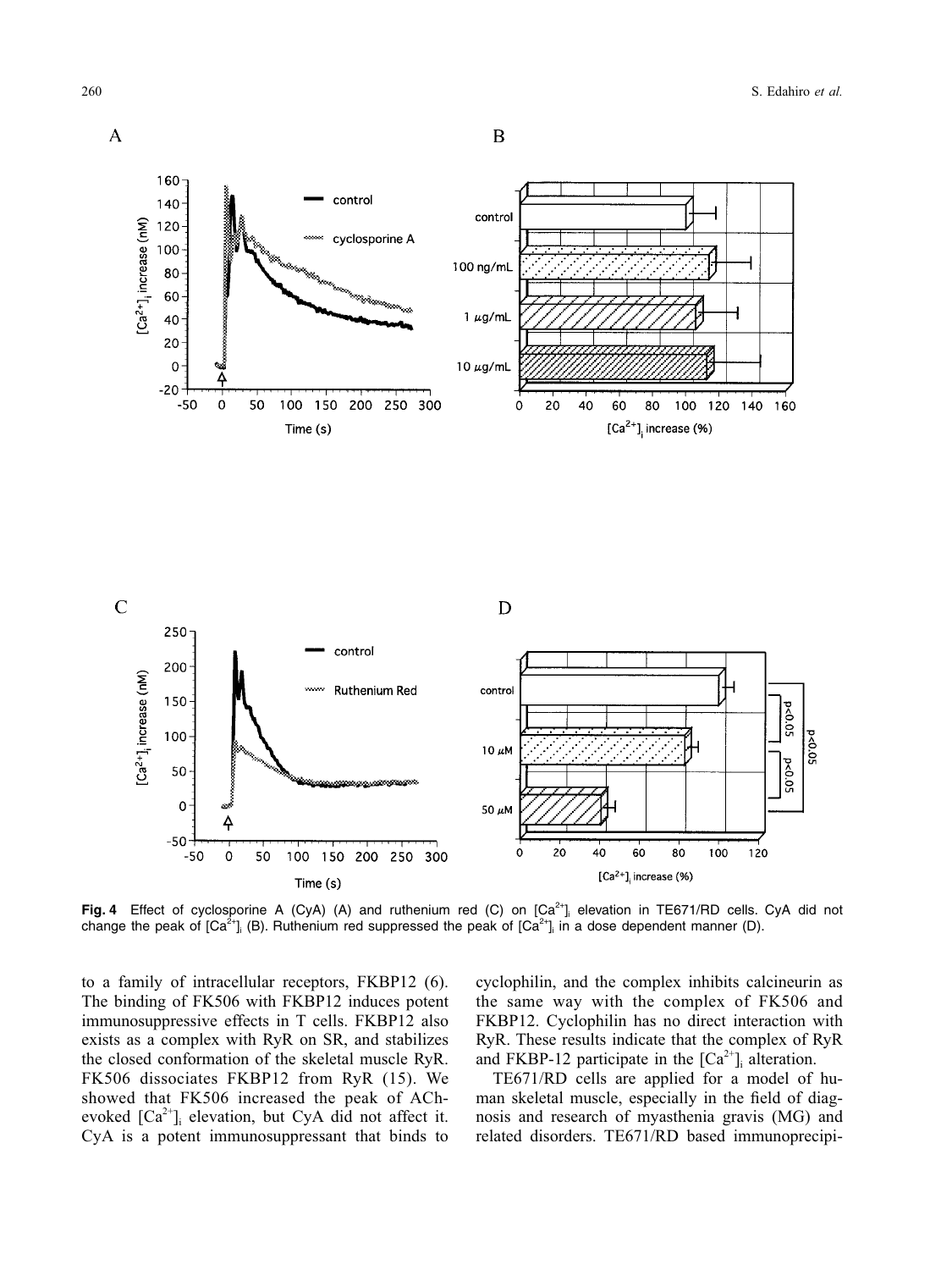**Fig. 4** Effect of cyclosporine A (CyA) (A) and ruthenium red (C) on $[Ca^{2+}]_i$ elevation in TE671/RD cells. CyA did not change the peak of $[Ca^{2+}]_i$ (B). Ruthenium red suppressed the peak of $[Ca^{2+}]_i$ in a dose dependent manner (D).

to a family of intracellular receptors, FKBP12 (6). The binding of FK506 with FKBP12 induces potent immunosuppressive effects in T cells. FKBP12 also exists as a complex with RyR on SR, and stabilizes the closed conformation of the skeletal muscle RyR. FK506 dissociates FKBP12 from RyR (15). We showed that FK506 increased the peak of ACh-evoked $[Ca^{2+}]_i$ elevation, but CyA did not affect it. CyA is a potent immunosuppressant that binds to cyclophilin, and the complex inhibits calcineurin as the same way with the complex of FK506 and FKBP12. Cyclophilin has no direct interaction with RyR. These results indicate that the complex of RyR and FKBP-12 participate in the $[Ca^{2+}]_i$ alteration.

TE671/RD cells are applied for a model of human skeletal muscle, especially in the field of diagnosis and research of myasthenia gravis (MG) and related disorders. TE671/RD based immunoprecipi-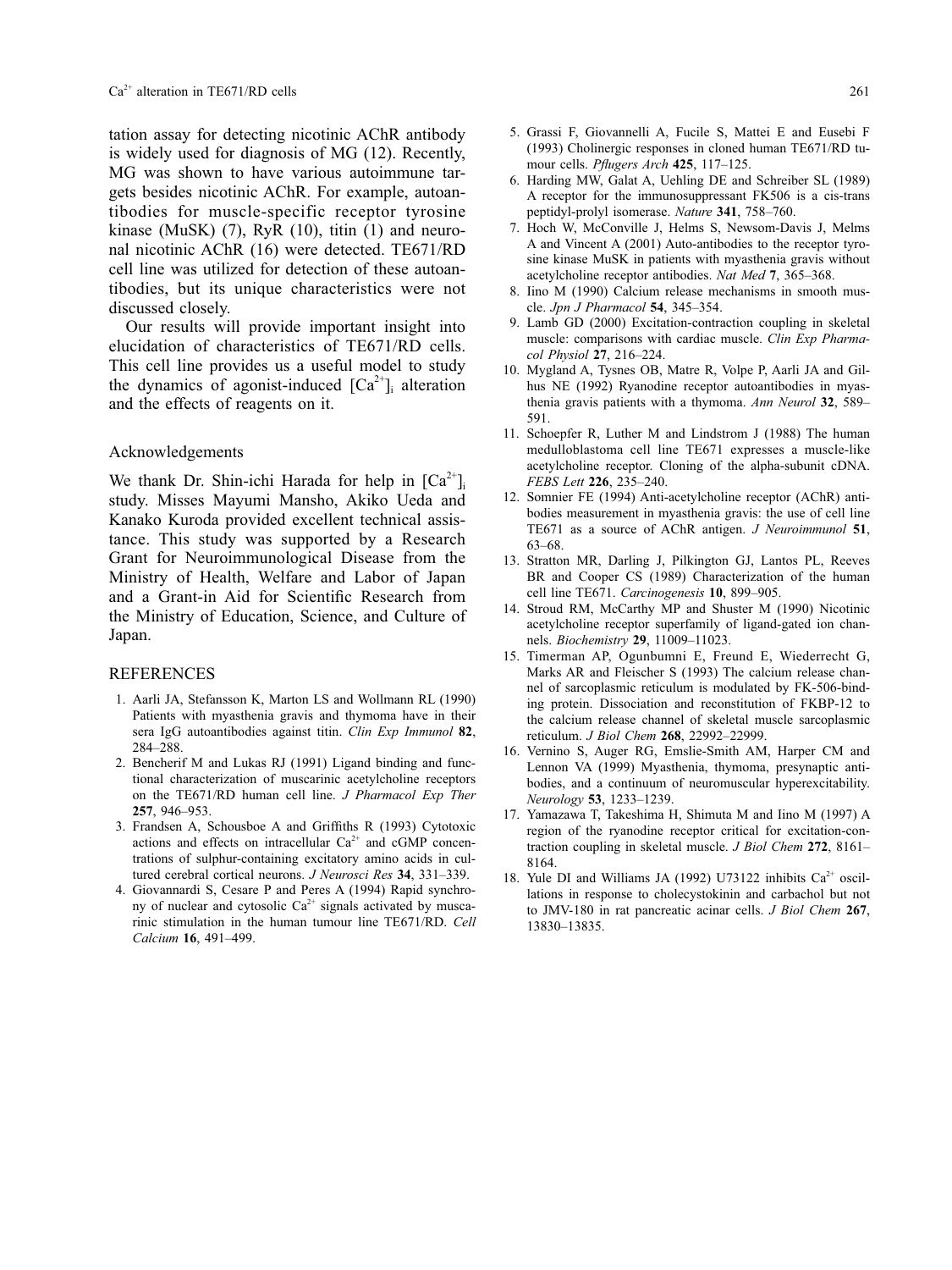tation assay for detecting nicotinic AChR antibody is widely used for diagnosis of MG (12). Recently, MG was shown to have various autoimmune targets besides nicotinic AChR. For example, autoantibodies for muscle-specific receptor tyrosine kinase (MuSK) (7), RyR (10), titin (1) and neuronal nicotinic AChR (16) were detected. TE671/RD cell line was utilized for detection of these autoantibodies, but its unique characteristics were not discussed closely.

Our results will provide important insight into elucidation of characteristics of TE671/RD cells. This cell line provides us a useful model to study the dynamics of agonist-induced $[Ca^{2+}]_i$ alteration and the effects of reagents on it.

## Acknowledgements

We thank Dr. Shin-ichi Harada for help in $[Ca^{2+}]_i$ study. Misses Mayumi Mansho, Akiko Ueda and Kanako Kuroda provided excellent technical assistance. This study was supported by a Research Grant for Neuroimmunological Disease from the Ministry of Health, Welfare and Labor of Japan and a Grant-in Aid for Scientific Research from the Ministry of Education, Science, and Culture of Japan.

## REFERENCES

1. Aarli JA, Stefansson K, Marton LS and Wollmann RL (1990) Patients with myasthenia gravis and thymoma have in their sera IgG autoantibodies against titin. *Clin Exp Immunol* **82**, 284–288.
2. Bencherif M and Lukas RJ (1991) Ligand binding and functional characterization of muscarinic acetylcholine receptors on the TE671/RD human cell line. *J Pharmacol Exp Ther* **257**, 946–953.
3. Frandsen A, Schousboe A and Griffiths R (1993) Cytotoxic actions and effects on intracellular $Ca^{2+}$ and cGMP concentrations of sulphur-containing excitatory amino acids in cultured cerebral cortical neurons. *J Neurosci Res* **34**, 331–339.
4. Giovannardi S, Cesare P and Peres A (1994) Rapid synchrony of nuclear and cytosolic $Ca^{2+}$ signals activated by muscarinic stimulation in the human tumour line TE671/RD. *Cell Calcium* **16**, 491–499.
5. Grassi F, Giovannelli A, Fucile S, Mattei E and Eusebi F (1993) Cholinergic responses in cloned human TE671/RD tumour cells. *Pflugers Arch* **425**, 117–125.
6. Harding MW, Galat A, Uehling DE and Schreiber SL (1989) A receptor for the immunosuppressant FK506 is a cis-trans peptidyl-prolyl isomerase. *Nature* **341**, 758–760.
7. Hoch W, McConville J, Helms S, Newsom-Davis J, Melms A and Vincent A (2001) Auto-antibodies to the receptor tyrosine kinase MuSK in patients with myasthenia gravis without acetylcholine receptor antibodies. *Nat Med* **7**, 365–368.
8. Iino M (1990) Calcium release mechanisms in smooth muscle. *Jpn J Pharmacol* **54**, 345–354.
9. Lamb GD (2000) Excitation-contraction coupling in skeletal muscle: comparisons with cardiac muscle. *Clin Exp Pharmacol Physiol* **27**, 216–224.
10. Mygland A, Tysnes OB, Matre R, Volpe P, Aarli JA and Gilhus NE (1992) Ryanodine receptor autoantibodies in myasthenia gravis patients with a thymoma. *Ann Neurol* **32**, 589–591.
11. Schoepfer R, Luther M and Lindstrom J (1988) The human medulloblastoma cell line TE671 expresses a muscle-like acetylcholine receptor. Cloning of the alpha-subunit cDNA. *FEBS Lett* **226**, 235–240.
12. Somnier FE (1994) Anti-acetylcholine receptor (AChR) antibodies measurement in myasthenia gravis: the use of cell line TE671 as a source of AChR antigen. *J Neuroimmunol* **51**, 63–68.
13. Stratton MR, Darling J, Pilkington GJ, Lantos PL, Reeves BR and Cooper CS (1989) Characterization of the human cell line TE671. *Carcinogenesis* **10**, 899–905.
14. Stroud RM, McCarthy MP and Shuster M (1990) Nicotinic acetylcholine receptor superfamily of ligand-gated ion channels. *Biochemistry* **29**, 11009–11023.
15. Timerman AP, Ogunbumni E, Freund E, Wiederrecht G, Marks AR and Fleischer S (1993) The calcium release channel of sarcoplasmic reticulum is modulated by FK-506-binding protein. Dissociation and reconstitution of FKBP-12 to the calcium release channel of skeletal muscle sarcoplasmic reticulum. *J Biol Chem* **268**, 22992–22999.
16. Vernino S, Auger RG, Emslie-Smith AM, Harper CM and Lennon VA (1999) Myasthenia, thymoma, presynaptic antibodies, and a continuum of neuromuscular hyperexcitability. *Neurology* **53**, 1233–1239.
17. Yamazawa T, Takeshima H, Shimuta M and Iino M (1997) A region of the ryanodine receptor critical for excitation-contraction coupling in skeletal muscle. *J Biol Chem* **272**, 8161–8164.
18. Yule DI and Williams JA (1992) U73122 inhibits $Ca^{2+}$ oscillations in response to cholecystokinin and carbachol but not to JMV-180 in rat pancreatic acinar cells. *J Biol Chem* **267**, 13830–13835.